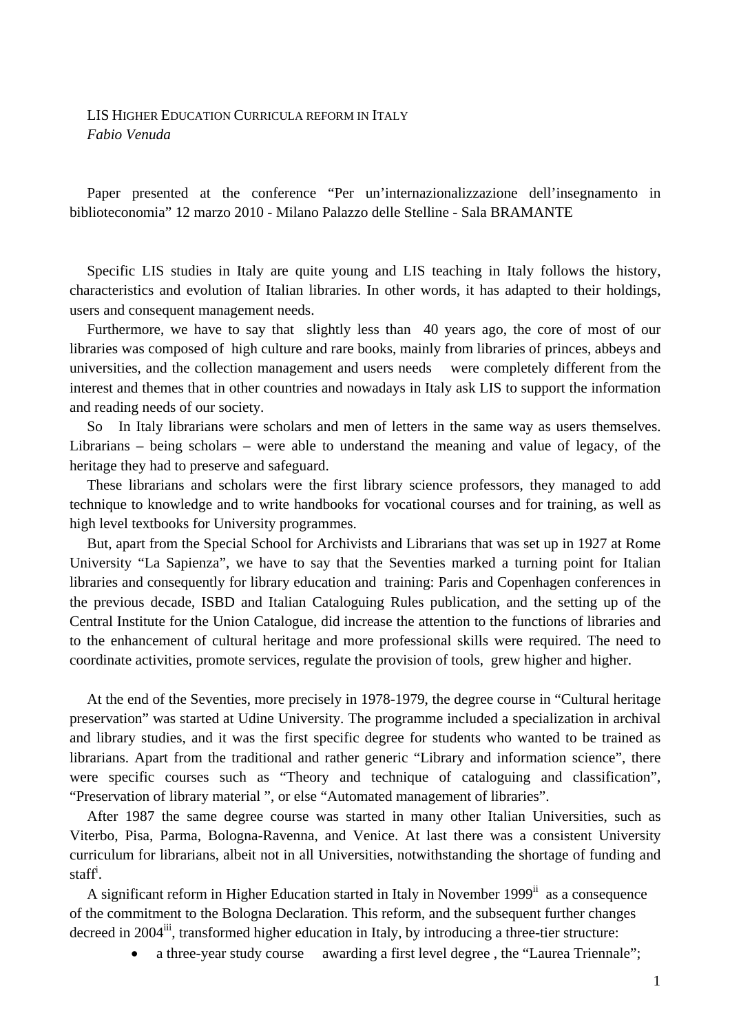# LIS Higher Education Curricula reform in Italy

*Fabio Venuda*

Paper presented at the conference "Per un'internazionalizzazione dell'insegnamento in biblioteconomia" 12 marzo 2010 - Milano Palazzo delle Stelline - Sala BRAMANTE

Specific LIS studies in Italy are quite young and LIS teaching in Italy follows the history, characteristics and evolution of Italian libraries. In other words, it has adapted to their holdings, users and consequent management needs.

Furthermore, we have to say that slightly less than 40 years ago, the core of most of our libraries was composed of high culture and rare books, mainly from libraries of princes, abbeys and universities, and the collection management and users needs were completely different from the interest and themes that in other countries and nowadays in Italy ask LIS to support the information and reading needs of our society.

So In Italy librarians were scholars and men of letters in the same way as users themselves. Librarians – being scholars – were able to understand the meaning and value of legacy, of the heritage they had to preserve and safeguard.

These librarians and scholars were the first library science professors, they managed to add technique to knowledge and to write handbooks for vocational courses and for training, as well as high level textbooks for University programmes.

But, apart from the Special School for Archivists and Librarians that was set up in 1927 at Rome University "La Sapienza", we have to say that the Seventies marked a turning point for Italian libraries and consequently for library education and training: Paris and Copenhagen conferences in the previous decade, ISBD and Italian Cataloguing Rules publication, and the setting up of the Central Institute for the Union Catalogue, did increase the attention to the functions of libraries and to the enhancement of cultural heritage and more professional skills were required. The need to coordinate activities, promote services, regulate the provision of tools, grew higher and higher.

At the end of the Seventies, more precisely in 1978-1979, the degree course in "Cultural heritage preservation" was started at Udine University. The programme included a specialization in archival and library studies, and it was the first specific degree for students who wanted to be trained as librarians. Apart from the traditional and rather generic "Library and information science", there were specific courses such as "Theory and technique of cataloguing and classification", "Preservation of library material ", or else "Automated management of libraries".

After 1987 the same degree course was started in many other Italian Universities, such as Viterbo, Pisa, Parma, Bologna-Ravenna, and Venice. At last there was a consistent University curriculum for librarians, albeit not in all Universities, notwithstanding the shortage of funding and staff[i].

A significant reform in Higher Education started in Italy in November 1999[ii] as a consequence of the commitment to the Bologna Declaration. This reform, and the subsequent further changes decreed in 2004[iii], transformed higher education in Italy, by introducing a three-tier structure:

- a three-year study course awarding a first level degree , the "Laurea Triennale";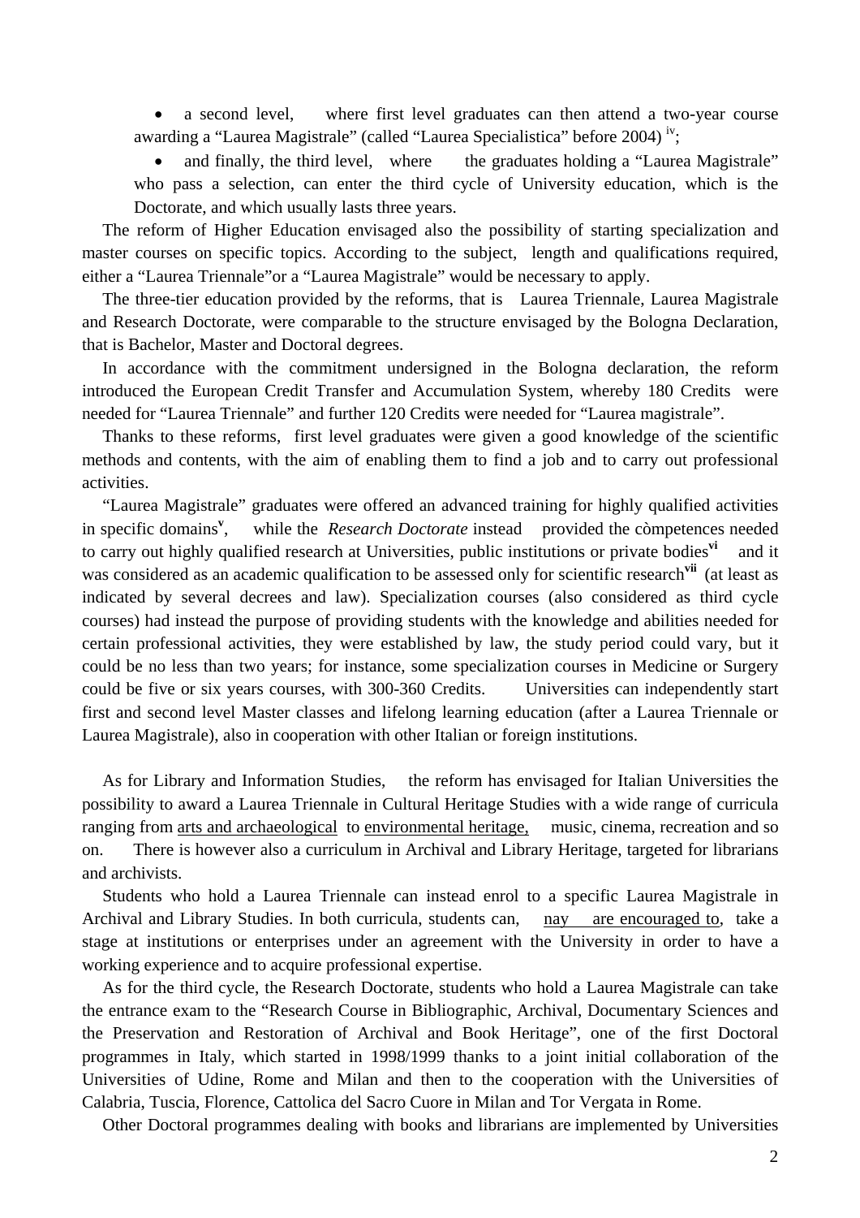- a second level, where first level graduates can then attend a two-year course awarding a "Laurea Magistrale" (called "Laurea Specialistica" before 2004) [iv];
- and finally, the third level, where the graduates holding a "Laurea Magistrale" who pass a selection, can enter the third cycle of University education, which is the Doctorate, and which usually lasts three years.

The reform of Higher Education envisaged also the possibility of starting specialization and master courses on specific topics. According to the subject, length and qualifications required, either a "Laurea Triennale"or a "Laurea Magistrale" would be necessary to apply.

The three-tier education provided by the reforms, that is Laurea Triennale, Laurea Magistrale and Research Doctorate, were comparable to the structure envisaged by the Bologna Declaration, that is Bachelor, Master and Doctoral degrees.

In accordance with the commitment undersigned in the Bologna declaration, the reform introduced the European Credit Transfer and Accumulation System, whereby 180 Credits were needed for "Laurea Triennale" and further 120 Credits were needed for "Laurea magistrale".

Thanks to these reforms, first level graduates were given a good knowledge of the scientific methods and contents, with the aim of enabling them to find a job and to carry out professional activities.

"Laurea Magistrale" graduates were offered an advanced training for highly qualified activities in specific domains[v], while the *Research Doctorate* instead provided the cònpetences needed to carry out highly qualified research at Universities, public institutions or private bodies[vi] and it was considered as an academic qualification to be assessed only for scientific research[vii] (at least as indicated by several decrees and law). Specialization courses (also considered as third cycle courses) had instead the purpose of providing students with the knowledge and abilities needed for certain professional activities, they were established by law, the study period could vary, but it could be no less than two years; for instance, some specialization courses in Medicine or Surgery could be five or six years courses, with 300-360 Credits. Universities can independently start first and second level Master classes and lifelong learning education (after a Laurea Triennale or Laurea Magistrale), also in cooperation with other Italian or foreign institutions.

As for Library and Information Studies, the reform has envisaged for Italian Universities the possibility to award a Laurea Triennale in Cultural Heritage Studies with a wide range of curricula ranging from arts and archaeological to environmental heritage, music, cinema, recreation and so on. There is however also a curriculum in Archival and Library Heritage, targeted for librarians and archivists.

Students who hold a Laurea Triennale can instead enrol to a specific Laurea Magistrale in Archival and Library Studies. In both curricula, students can, nay are encouraged to, take a stage at institutions or enterprises under an agreement with the University in order to have a working experience and to acquire professional expertise.

As for the third cycle, the Research Doctorate, students who hold a Laurea Magistrale can take the entrance exam to the "Research Course in Bibliographic, Archival, Documentary Sciences and the Preservation and Restoration of Archival and Book Heritage", one of the first Doctoral programmes in Italy, which started in 1998/1999 thanks to a joint initial collaboration of the Universities of Udine, Rome and Milan and then to the cooperation with the Universities of Calabria, Tuscia, Florence, Cattolica del Sacro Cuore in Milan and Tor Vergata in Rome.

Other Doctoral programmes dealing with books and librarians are implemented by Universities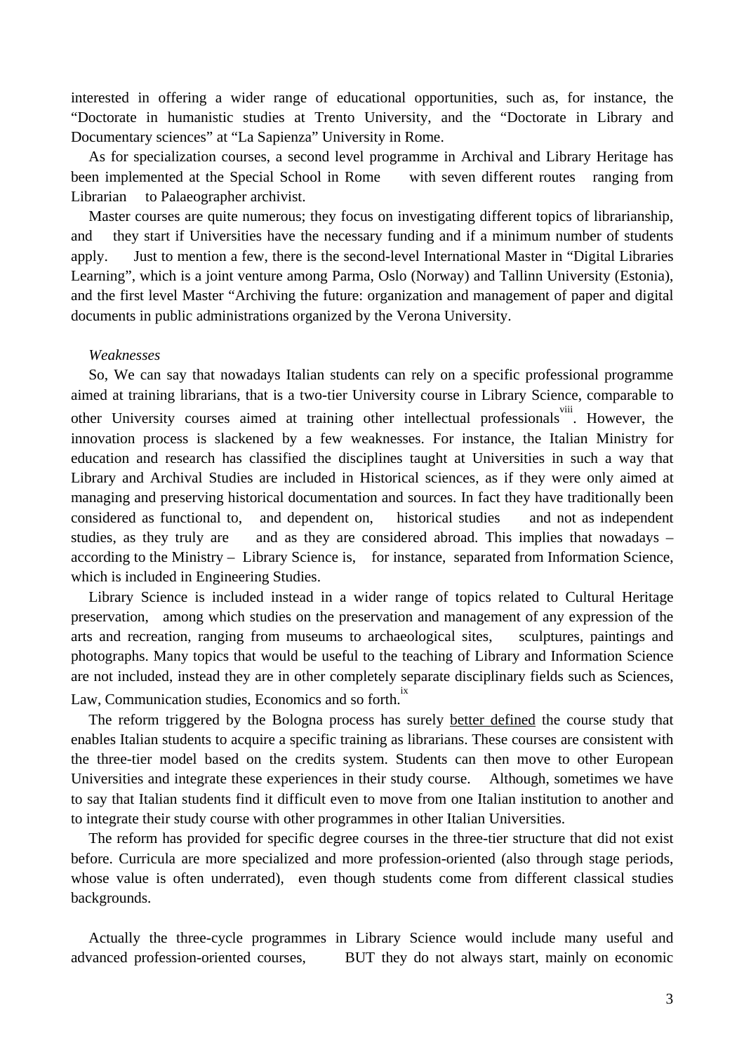interested in offering a wider range of educational opportunities, such as, for instance, the "Doctorate in humanistic studies at Trento University, and the "Doctorate in Library and Documentary sciences" at "La Sapienza" University in Rome.

As for specialization courses, a second level programme in Archival and Library Heritage has been implemented at the Special School in Rome with seven different routes ranging from Librarian to Palaeographer archivist.

Master courses are quite numerous; they focus on investigating different topics of librarianship, and they start if Universities have the necessary funding and if a minimum number of students apply. Just to mention a few, there is the second-level International Master in "Digital Libraries Learning", which is a joint venture among Parma, Oslo (Norway) and Tallinn University (Estonia), and the first level Master "Archiving the future: organization and management of paper and digital documents in public administrations organized by the Verona University.

*Weaknesses*

So, We can say that nowadays Italian students can rely on a specific professional programme aimed at training librarians, that is a two-tier University course in Library Science, comparable to other University courses aimed at training other intellectual professionals[viii]. However, the innovation process is slackened by a few weaknesses. For instance, the Italian Ministry for education and research has classified the disciplines taught at Universities in such a way that Library and Archival Studies are included in Historical sciences, as if they were only aimed at managing and preserving historical documentation and sources. In fact they have traditionally been considered as functional to, and dependent on, historical studies and not as independent studies, as they truly are and as they are considered abroad. This implies that nowadays – according to the Ministry – Library Science is, for instance, separated from Information Science, which is included in Engineering Studies.

Library Science is included instead in a wider range of topics related to Cultural Heritage preservation, among which studies on the preservation and management of any expression of the arts and recreation, ranging from museums to archaeological sites, sculptures, paintings and photographs. Many topics that would be useful to the teaching of Library and Information Science are not included, instead they are in other completely separate disciplinary fields such as Sciences, Law, Communication studies, Economics and so forth.[ix]

The reform triggered by the Bologna process has surely <u>better defined</u> the course study that enables Italian students to acquire a specific training as librarians. These courses are consistent with the three-tier model based on the credits system. Students can then move to other European Universities and integrate these experiences in their study course. Although, sometimes we have to say that Italian students find it difficult even to move from one Italian institution to another and to integrate their study course with other programmes in other Italian Universities.

The reform has provided for specific degree courses in the three-tier structure that did not exist before. Curricula are more specialized and more profession-oriented (also through stage periods, whose value is often underrated), even though students come from different classical studies backgrounds.

Actually the three-cycle programmes in Library Science would include many useful and advanced profession-oriented courses, BUT they do not always start, mainly on economic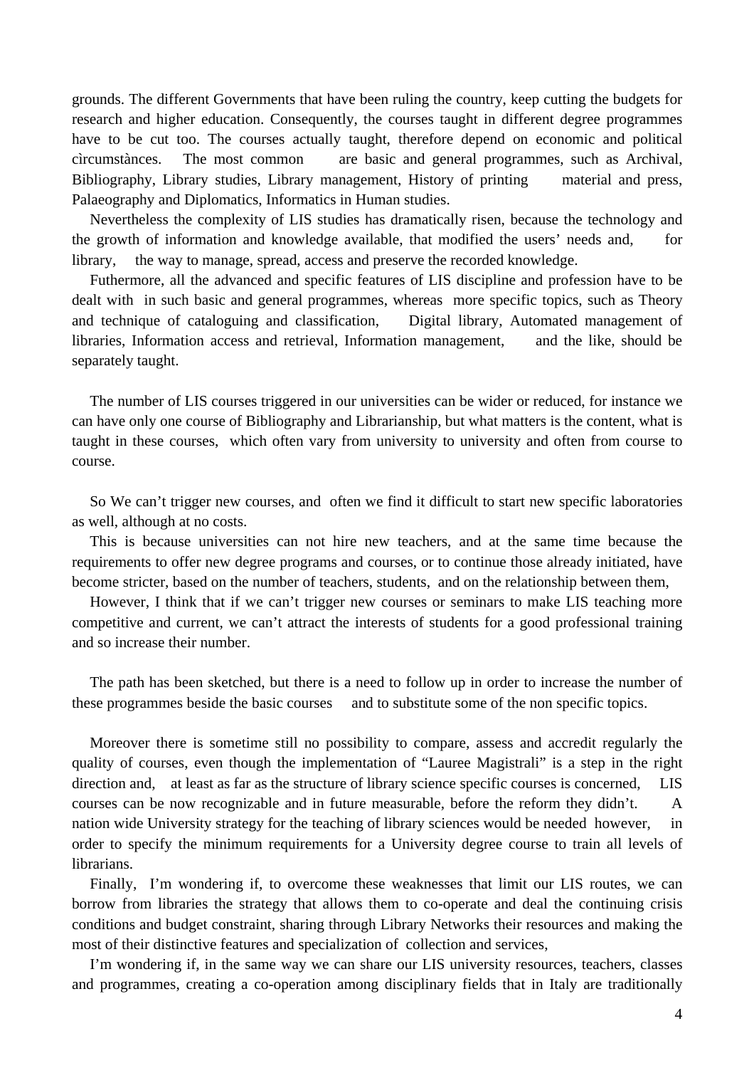grounds. The different Governments that have been ruling the country, keep cutting the budgets for research and higher education. Consequently, the courses taught in different degree programmes have to be cut too. The courses actually taught, therefore depend on economic and political cìrcumstànces. The most common are basic and general programmes, such as Archival, Bibliography, Library studies, Library management, History of printing material and press, Palaeography and Diplomatics, Informatics in Human studies.

Nevertheless the complexity of LIS studies has dramatically risen, because the technology and the growth of information and knowledge available, that modified the users' needs and, for library, the way to manage, spread, access and preserve the recorded knowledge.

Futhermore, all the advanced and specific features of LIS discipline and profession have to be dealt with in such basic and general programmes, whereas more specific topics, such as Theory and technique of cataloguing and classification, Digital library, Automated management of libraries, Information access and retrieval, Information management, and the like, should be separately taught.

The number of LIS courses triggered in our universities can be wider or reduced, for instance we can have only one course of Bibliography and Librarianship, but what matters is the content, what is taught in these courses, which often vary from university to university and often from course to course.

So We can't trigger new courses, and often we find it difficult to start new specific laboratories as well, although at no costs.

This is because universities can not hire new teachers, and at the same time because the requirements to offer new degree programs and courses, or to continue those already initiated, have become stricter, based on the number of teachers, students, and on the relationship between them,

However, I think that if we can't trigger new courses or seminars to make LIS teaching more competitive and current, we can't attract the interests of students for a good professional training and so increase their number.

The path has been sketched, but there is a need to follow up in order to increase the number of these programmes beside the basic courses and to substitute some of the non specific topics.

Moreover there is sometime still no possibility to compare, assess and accredit regularly the quality of courses, even though the implementation of "Lauree Magistrali" is a step in the right direction and, at least as far as the structure of library science specific courses is concerned, LIS courses can be now recognizable and in future measurable, before the reform they didn't. A nation wide University strategy for the teaching of library sciences would be needed however, in order to specify the minimum requirements for a University degree course to train all levels of librarians.

Finally, I'm wondering if, to overcome these weaknesses that limit our LIS routes, we can borrow from libraries the strategy that allows them to co-operate and deal the continuing crisis conditions and budget constraint, sharing through Library Networks their resources and making the most of their distinctive features and specialization of collection and services,

I'm wondering if, in the same way we can share our LIS university resources, teachers, classes and programmes, creating a co-operation among disciplinary fields that in Italy are traditionally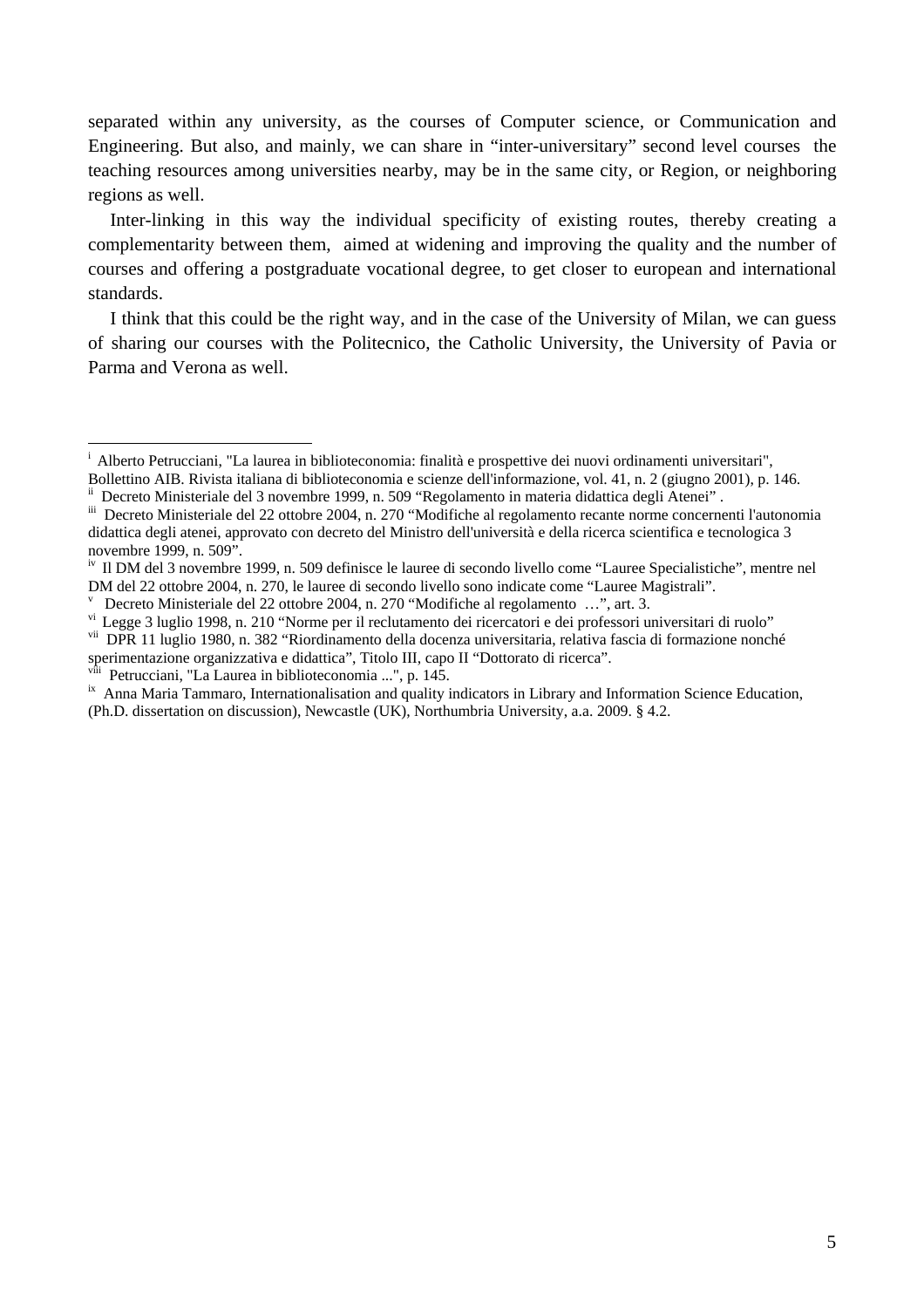separated within any university, as the courses of Computer science, or Communication and Engineering. But also, and mainly, we can share in "inter-universitary" second level courses the teaching resources among universities nearby, may be in the same city, or Region, or neighboring regions as well.

Inter-linking in this way the individual specificity of existing routes, thereby creating a complementarity between them, aimed at widening and improving the quality and the number of courses and offering a postgraduate vocational degree, to get closer to european and international standards.

I think that this could be the right way, and in the case of the University of Milan, we can guess of sharing our courses with the Politecnico, the Catholic University, the University of Pavia or Parma and Verona as well.

---

[i] Alberto Petrucciani, "La laurea in biblioteconomia: finalità e prospettive dei nuovi ordinamenti universitari", Bollettino AIB. Rivista italiana di biblioteconomia e scienze dell'informazione, vol. 41, n. 2 (giugno 2001), p. 146.

[ii] Decreto Ministeriale del 3 novembre 1999, n. 509 "Regolamento in materia didattica degli Atenei" .

[iii] Decreto Ministeriale del 22 ottobre 2004, n. 270 "Modifiche al regolamento recante norme concernenti l'autonomia didattica degli atenei, approvato con decreto del Ministro dell'università e della ricerca scientifica e tecnologica 3 novembre 1999, n. 509".

[iv] Il DM del 3 novembre 1999, n. 509 definisce le lauree di secondo livello come "Lauree Specialistiche", mentre nel DM del 22 ottobre 2004, n. 270, le lauree di secondo livello sono indicate come "Lauree Magistrali".

[v] Decreto Ministeriale del 22 ottobre 2004, n. 270 "Modifiche al regolamento …", art. 3.

[vi] Legge 3 luglio 1998, n. 210 "Norme per il reclutamento dei ricercatori e dei professori universitari di ruolo"

[vii] DPR 11 luglio 1980, n. 382 "Riordinamento della docenza universitaria, relativa fascia di formazione nonché sperimentazione organizzativa e didattica", Titolo III, capo II "Dottorato di ricerca".

[viii] Petrucciani, "La Laurea in biblioteconomia ...", p. 145.

[ix] Anna Maria Tammaro, Internationalisation and quality indicators in Library and Information Science Education, (Ph.D. dissertation on discussion), Newcastle (UK), Northumbria University, a.a. 2009. § 4.2.